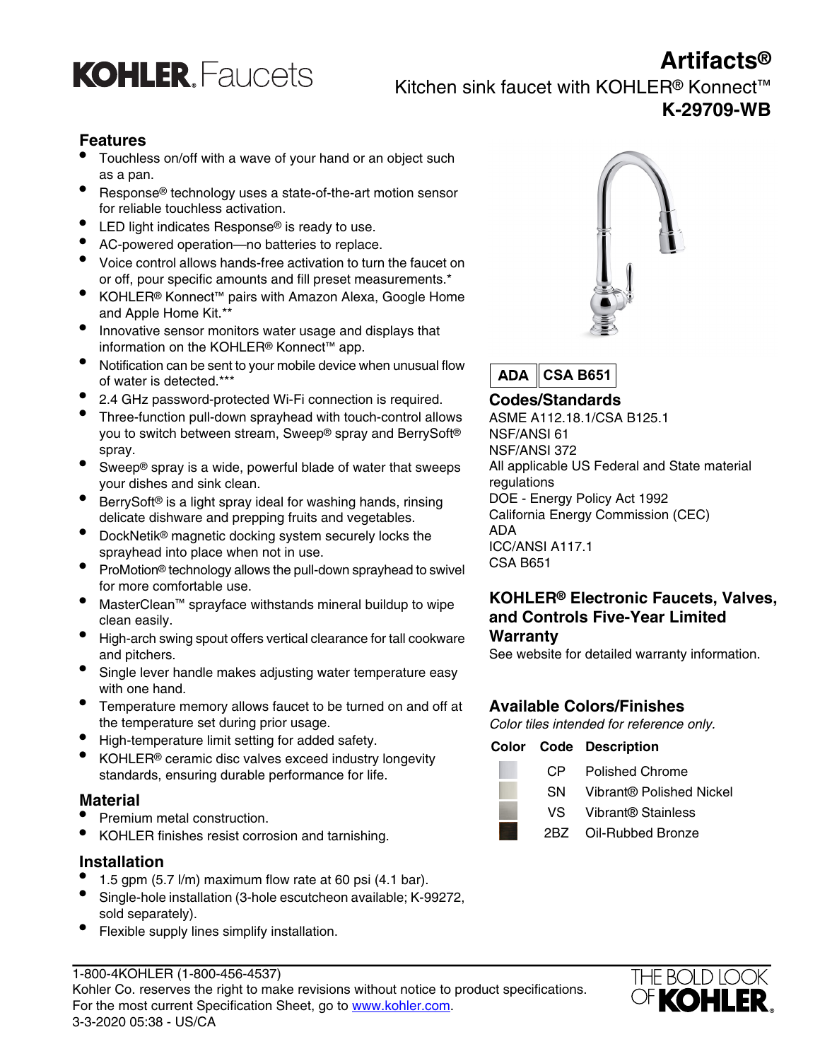# KOHLER. Faucets

# Artifacts®

## Kitchen sink faucet with KOHLER® Konnect™

## K-29709-WB

### Features

- Touchless on/off with a wave of your hand or an object such as a pan.
- Response® technology uses a state-of-the-art motion sensor for reliable touchless activation.
- LED light indicates Response® is ready to use.
- AC-powered operation—no batteries to replace.
- Voice control allows hands-free activation to turn the faucet on or off, pour specific amounts and fill preset measurements.*
- KOHLER® Konnect™ pairs with Amazon Alexa, Google Home and Apple Home Kit.**
- Innovative sensor monitors water usage and displays that information on the KOHLER® Konnect™ app.
- Notification can be sent to your mobile device when unusual flow of water is detected.***
- 2.4 GHz password-protected Wi-Fi connection is required.
- Three-function pull-down sprayhead with touch-control allows you to switch between stream, Sweep® spray and BerrySoft® spray.
- Sweep® spray is a wide, powerful blade of water that sweeps your dishes and sink clean.
- BerrySoft® is a light spray ideal for washing hands, rinsing delicate dishware and prepping fruits and vegetables.
- DockNetik® magnetic docking system securely locks the sprayhead into place when not in use.
- ProMotion® technology allows the pull-down sprayhead to swivel for more comfortable use.
- MasterClean™ sprayface withstands mineral buildup to wipe clean easily.
- High-arch swing spout offers vertical clearance for tall cookware and pitchers.
- Single lever handle makes adjusting water temperature easy with one hand.
- Temperature memory allows faucet to be turned on and off at the temperature set during prior usage.
- High-temperature limit setting for added safety.
- KOHLER® ceramic disc valves exceed industry longevity standards, ensuring durable performance for life.

### Material

- Premium metal construction.
- KOHLER finishes resist corrosion and tarnishing.

### Installation

- 1.5 gpm (5.7 l/m) maximum flow rate at 60 psi (4.1 bar).
- Single-hole installation (3-hole escutcheon available; K-99272, sold separately).
- Flexible supply lines simplify installation.

**ADA** | **CSA B651**

### Codes/Standards

ASME A112.18.1/CSA B125.1
NSF/ANSI 61
NSF/ANSI 372
All applicable US Federal and State material regulations
DOE - Energy Policy Act 1992
California Energy Commission (CEC)
ADA
ICC/ANSI A117.1
CSA B651

### KOHLER® Electronic Faucets, Valves, and Controls Five-Year Limited Warranty

See website for detailed warranty information.

### Available Colors/Finishes

*Color tiles intended for reference only.*

| Color | Code | Description |
|---|---|---|
| | CP | Polished Chrome |
| | SN | Vibrant® Polished Nickel |
| | VS | Vibrant® Stainless |
| | 2BZ | Oil-Rubbed Bronze |

1-800-4KOHLER (1-800-456-4537)
Kohler Co. reserves the right to make revisions without notice to product specifications.
For the most current Specification Sheet, go to www.kohler.com.
3-3-2020 05:38 - US/CA

THE BOLD LOOK OF KOHLER.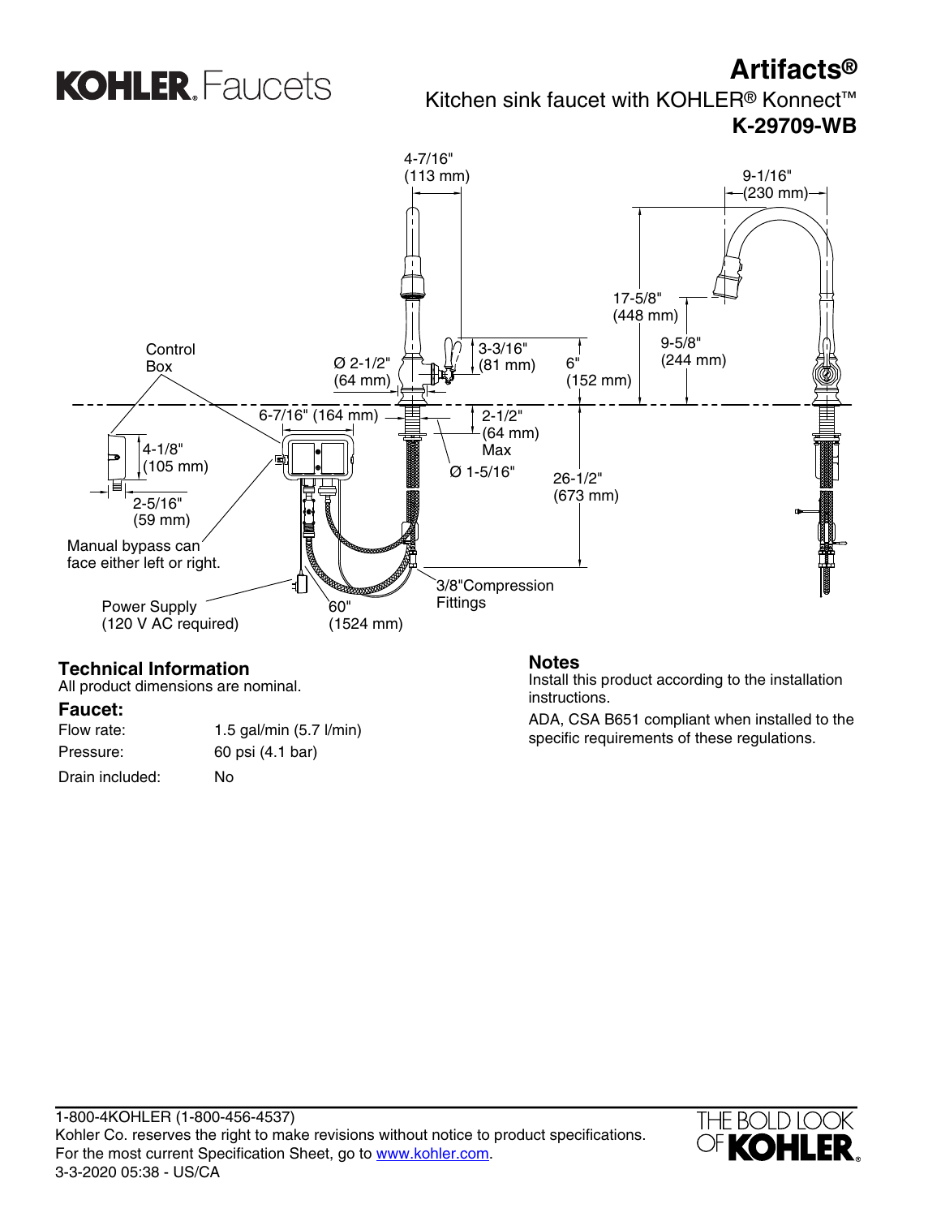# KOHLER Faucets

## Artifacts®

Kitchen sink faucet with KOHLER® Konnect™

**K-29709-WB**

4-7/16"
(113 mm)

9-1/16"
(230 mm)

17-5/8"
(448 mm)

9-5/8"
(244 mm)

Control
Box

Ø 2-1/2"
(64 mm)

3-3/16"
(81 mm)

6"
(152 mm)

6-7/16" (164 mm)

2-1/2"
(64 mm)
Max

4-1/8"
(105 mm)

Ø 1-5/16"

26-1/2"
(673 mm)

2-5/16"
(59 mm)

Manual bypass can
face either left or right.

3/8"Compression
Fittings

Power Supply
(120 V AC required)

60"
(1524 mm)

### Technical Information

All product dimensions are nominal.

#### Faucet:

| | |
|---|---|
| Flow rate: | 1.5 gal/min (5.7 l/min) |
| Pressure: | 60 psi (4.1 bar) |
| Drain included: | No |

### Notes

Install this product according to the installation instructions.

ADA, CSA B651 compliant when installed to the specific requirements of these regulations.

1-800-4KOHLER (1-800-456-4537)
Kohler Co. reserves the right to make revisions without notice to product specifications.
For the most current Specification Sheet, go to www.kohler.com.
3-3-2020 05:38 - US/CA

THE BOLD LOOK OF KOHLER.